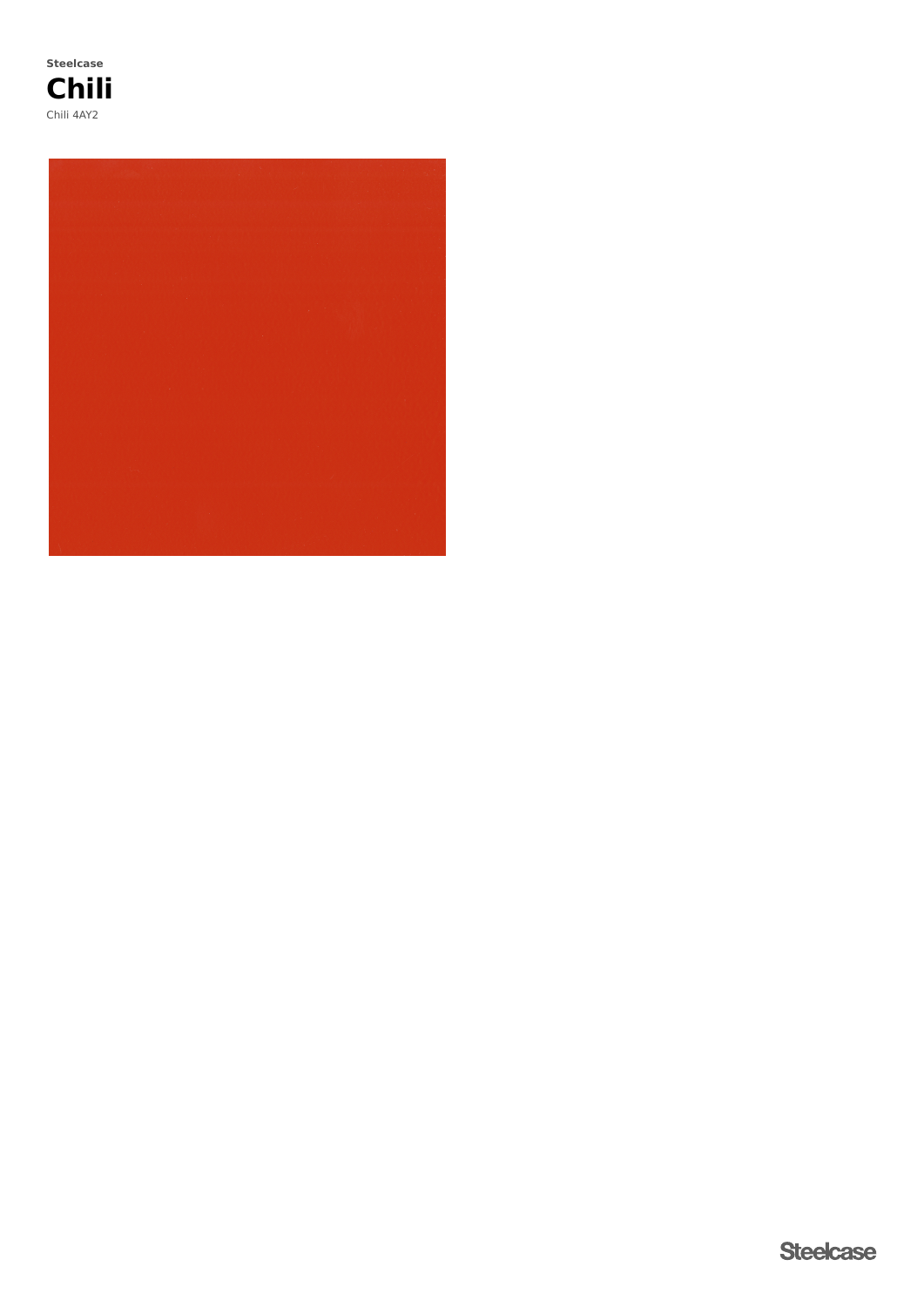Steelcase

# Chili

Chili 4AY2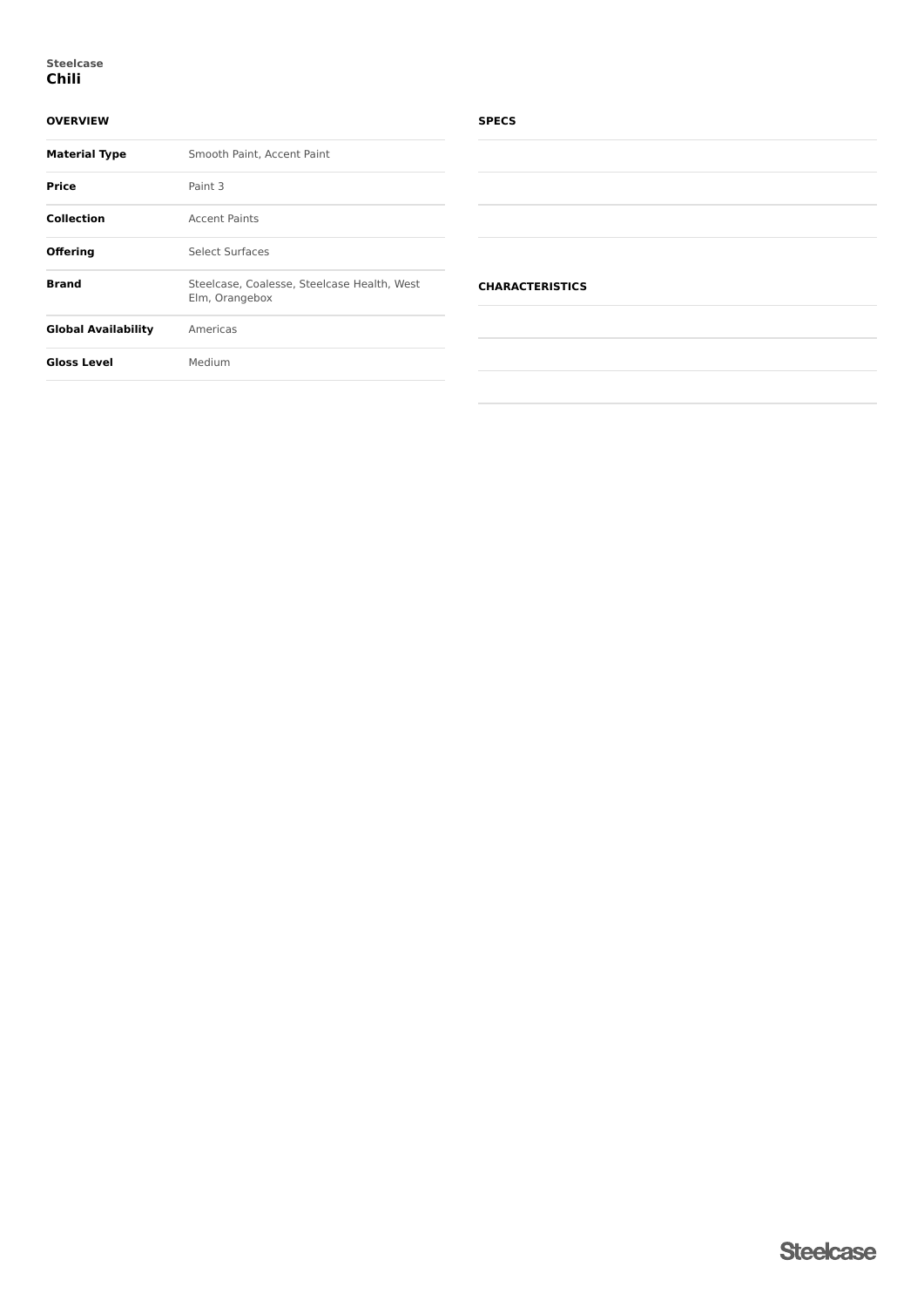Steelcase
# Chili

## OVERVIEW

| | |
|---|---|
| **Material Type** | Smooth Paint, Accent Paint |
| **Price** | Paint 3 |
| **Collection** | Accent Paints |
| **Offering** | Select Surfaces |
| **Brand** | Steelcase, Coalesse, Steelcase Health, West Elm, Orangebox |
| **Global Availability** | Americas |
| **Gloss Level** | Medium |

## SPECS

## CHARACTERISTICS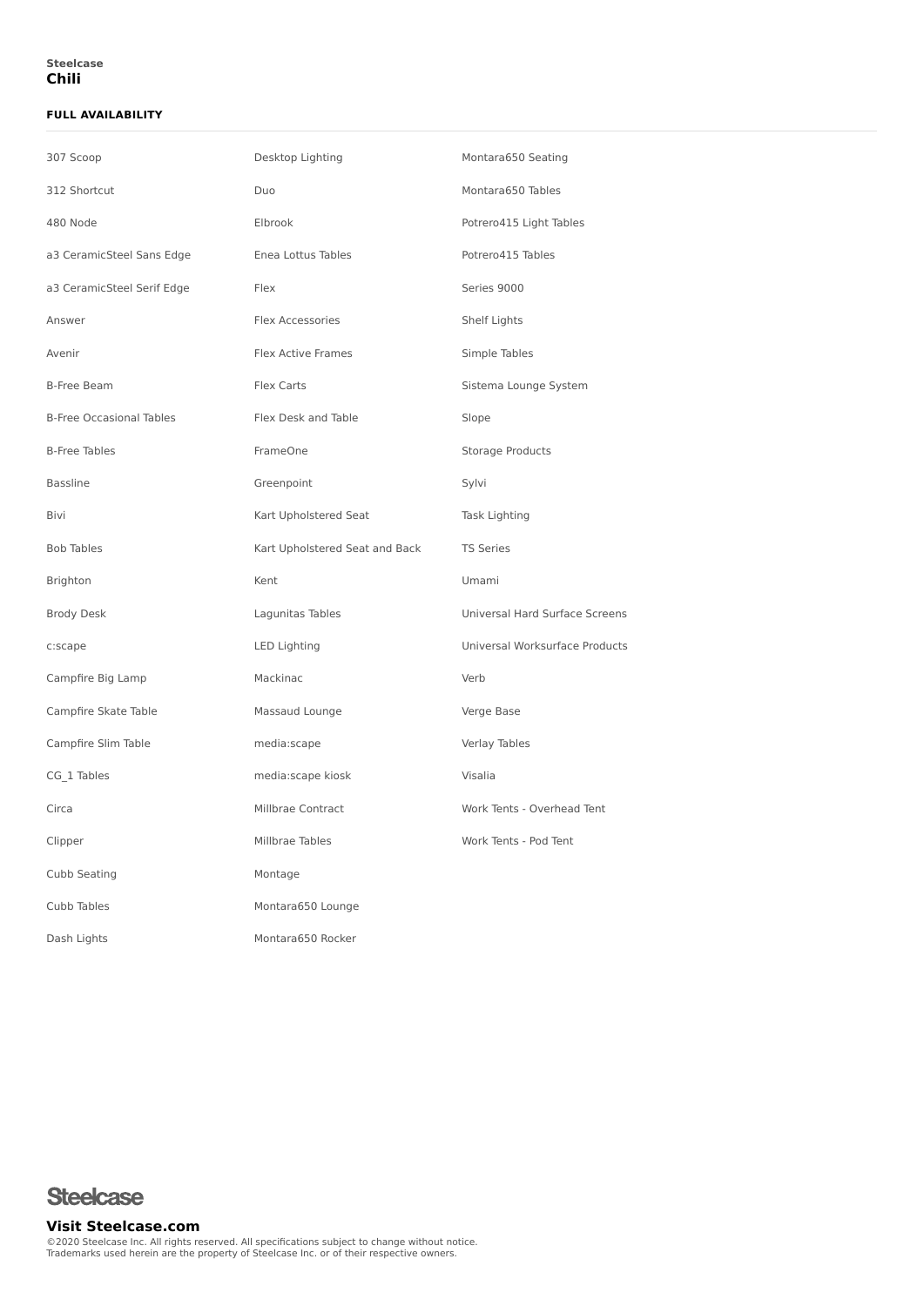Steelcase

# Chili

**FULL AVAILABILITY**

- 307 Scoop
- 312 Shortcut
- 480 Node
- a3 CeramicSteel Sans Edge
- a3 CeramicSteel Serif Edge
- Answer
- Avenir
- B-Free Beam
- B-Free Occasional Tables
- B-Free Tables
- Bassline
- Bivi
- Bob Tables
- Brighton
- Brody Desk
- c:scape
- Campfire Big Lamp
- Campfire Skate Table
- Campfire Slim Table
- CG_1 Tables
- Circa
- Clipper
- Cubb Seating
- Cubb Tables
- Dash Lights
- Desktop Lighting
- Duo
- Elbrook
- Enea Lottus Tables
- Flex
- Flex Accessories
- Flex Active Frames
- Flex Carts
- Flex Desk and Table
- FrameOne
- Greenpoint
- Kart Upholstered Seat
- Kart Upholstered Seat and Back
- Kent
- Lagunitas Tables
- LED Lighting
- Mackinac
- Massaud Lounge
- media:scape
- media:scape kiosk
- Millbrae Contract
- Millbrae Tables
- Montage
- Montara650 Lounge
- Montara650 Rocker
- Montara650 Seating
- Montara650 Tables
- Potrero415 Light Tables
- Potrero415 Tables
- Series 9000
- Shelf Lights
- Simple Tables
- Sistema Lounge System
- Slope
- Storage Products
- Sylvi
- Task Lighting
- TS Series
- Umami
- Universal Hard Surface Screens
- Universal Worksurface Products
- Verb
- Verge Base
- Verlay Tables
- Visalia
- Work Tents - Overhead Tent
- Work Tents - Pod Tent

Steelcase

**Visit Steelcase.com**

©2020 Steelcase Inc. All rights reserved. All specifications subject to change without notice.
Trademarks used herein are the property of Steelcase Inc. or of their respective owners.